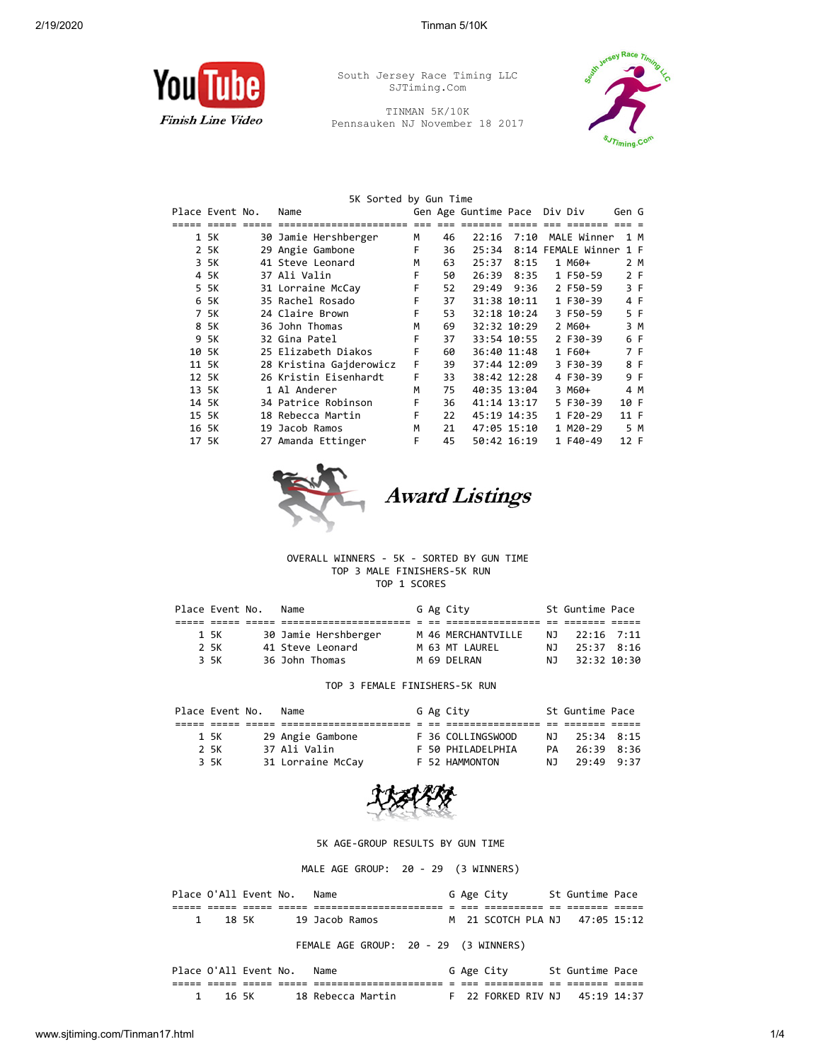South Jersey Race Timing LLC
SJTiming.Com

TINMAN 5K/10K
Pennsauken NJ November 18 2017

YouTube *Finish Line Video*

## 5K Sorted by Gun Time

| Place | Event | No. | Name | Gen | Age | Guntime | Pace | Div | Div | Gen | G |
|---|---|---|---|---|---|---|---|---|---|---|---|
| 1 | 5K | 30 | Jamie Hershberger | M | 46 | 22:16 | 7:10 | MALE | Winner | 1 | M |
| 2 | 5K | 29 | Angie Gambone | F | 36 | 25:34 | 8:14 | FEMALE | Winner | 1 | F |
| 3 | 5K | 41 | Steve Leonard | M | 63 | 25:37 | 8:15 | 1 | M60+ | 2 | M |
| 4 | 5K | 37 | Ali Valin | F | 50 | 26:39 | 8:35 | 1 | F50-59 | 2 | F |
| 5 | 5K | 31 | Lorraine McCay | F | 52 | 29:49 | 9:36 | 2 | F50-59 | 3 | F |
| 6 | 5K | 35 | Rachel Rosado | F | 37 | 31:38 | 10:11 | 1 | F30-39 | 4 | F |
| 7 | 5K | 24 | Claire Brown | F | 53 | 32:18 | 10:24 | 3 | F50-59 | 5 | F |
| 8 | 5K | 36 | John Thomas | M | 69 | 32:32 | 10:29 | 2 | M60+ | 3 | M |
| 9 | 5K | 32 | Gina Patel | F | 37 | 33:54 | 10:55 | 2 | F30-39 | 6 | F |
| 10 | 5K | 25 | Elizabeth Diakos | F | 60 | 36:40 | 11:48 | 1 | F60+ | 7 | F |
| 11 | 5K | 28 | Kristina Gajderowicz | F | 39 | 37:44 | 12:09 | 3 | F30-39 | 8 | F |
| 12 | 5K | 26 | Kristin Eisenhardt | F | 33 | 38:42 | 12:28 | 4 | F30-39 | 9 | F |
| 13 | 5K | 1 | Al Anderer | M | 75 | 40:35 | 13:04 | 3 | M60+ | 4 | M |
| 14 | 5K | 34 | Patrice Robinson | F | 36 | 41:14 | 13:17 | 5 | F30-39 | 10 | F |
| 15 | 5K | 18 | Rebecca Martin | F | 22 | 45:19 | 14:35 | 1 | F20-29 | 11 | F |
| 16 | 5K | 19 | Jacob Ramos | M | 21 | 47:05 | 15:10 | 1 | M20-29 | 5 | M |
| 17 | 5K | 27 | Amanda Ettinger | F | 45 | 50:42 | 16:19 | 1 | F40-49 | 12 | F |

## *Award Listings*

OVERALL WINNERS - 5K - SORTED BY GUN TIME
TOP 3 MALE FINISHERS-5K RUN
TOP 1 SCORES

| Place | Event | No. | Name | G | Ag | City | St | Guntime | Pace |
|---|---|---|---|---|---|---|---|---|---|
| 1 | 5K | 30 | Jamie Hershberger | M | 46 | MERCHANTVILLE | NJ | 22:16 | 7:11 |
| 2 | 5K | 41 | Steve Leonard | M | 63 | MT LAUREL | NJ | 25:37 | 8:16 |
| 3 | 5K | 36 | John Thomas | M | 69 | DELRAN | NJ | 32:32 | 10:30 |

TOP 3 FEMALE FINISHERS-5K RUN

| Place | Event | No. | Name | G | Ag | City | St | Guntime | Pace |
|---|---|---|---|---|---|---|---|---|---|
| 1 | 5K | 29 | Angie Gambone | F | 36 | COLLINGSWOOD | NJ | 25:34 | 8:15 |
| 2 | 5K | 37 | Ali Valin | F | 50 | PHILADELPHIA | PA | 26:39 | 8:36 |
| 3 | 5K | 31 | Lorraine McCay | F | 52 | HAMMONTON | NJ | 29:49 | 9:37 |

5K AGE-GROUP RESULTS BY GUN TIME

MALE AGE GROUP: 20 - 29 (3 WINNERS)

| Place | O'All | Event | No. | Name | G | Age | City | St | Guntime | Pace |
|---|---|---|---|---|---|---|---|---|---|---|
| 1 | 18 | 5K | 19 | Jacob Ramos | M | 21 | SCOTCH PLA | NJ | 47:05 | 15:12 |

FEMALE AGE GROUP: 20 - 29 (3 WINNERS)

| Place | O'All | Event | No. | Name | G | Age | City | St | Guntime | Pace |
|---|---|---|---|---|---|---|---|---|---|---|
| 1 | 16 | 5K | 18 | Rebecca Martin | F | 22 | FORKED RIV | NJ | 45:19 | 14:37 |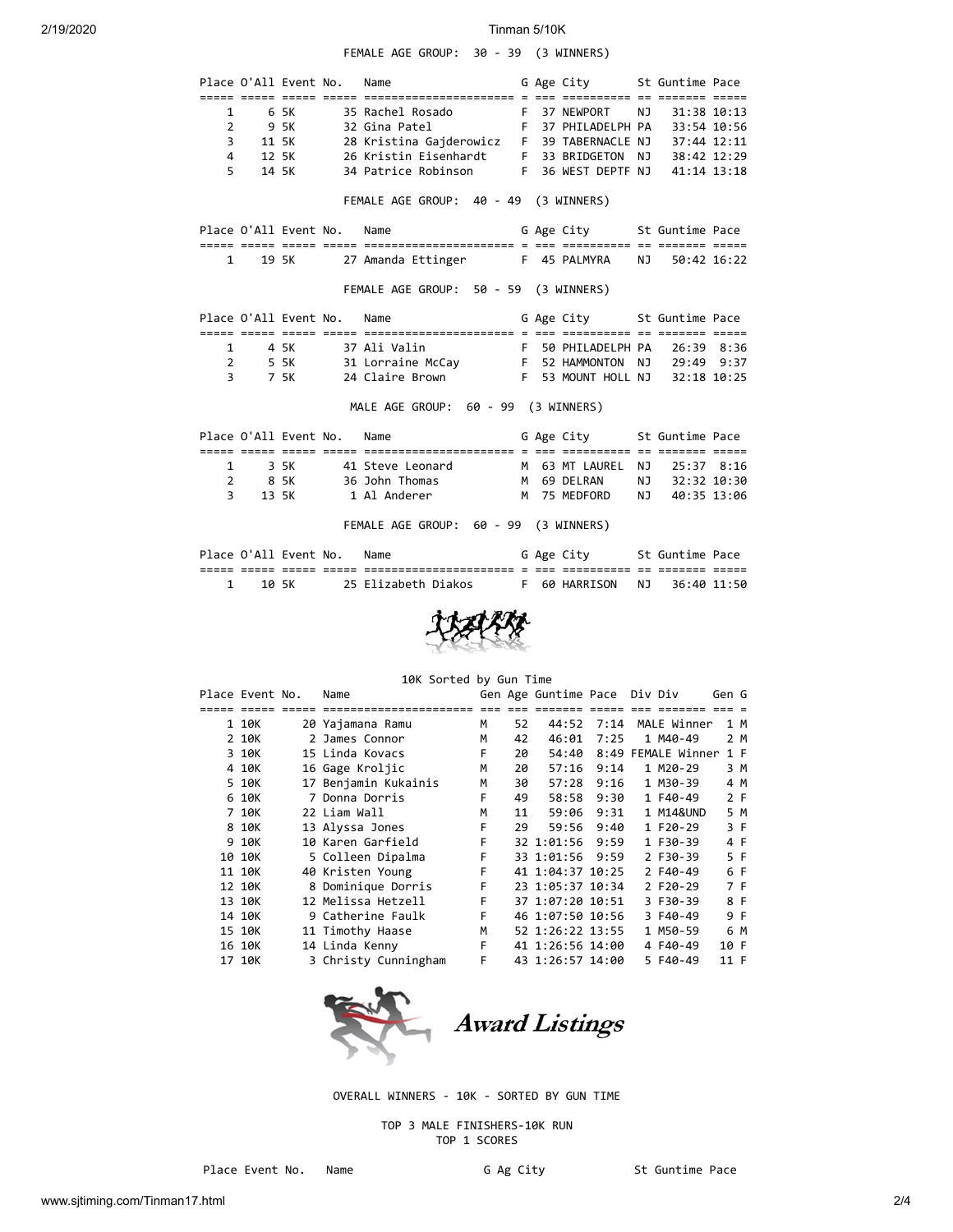FEMALE AGE GROUP: 30 - 39 (3 WINNERS)

| Place | O'All | Event | No. | Name | G | Age | City | St | Guntime | Pace |
|---|---|---|---|---|---|---|---|---|---|---|
| 1 | 6 | 5K | 35 | Rachel Rosado | F | 37 | NEWPORT | NJ | 31:38 | 10:13 |
| 2 | 9 | 5K | 32 | Gina Patel | F | 37 | PHILADELPH | PA | 33:54 | 10:56 |
| 3 | 11 | 5K | 28 | Kristina Gajderowicz | F | 39 | TABERNACLE | NJ | 37:44 | 12:11 |
| 4 | 12 | 5K | 26 | Kristin Eisenhardt | F | 33 | BRIDGETON | NJ | 38:42 | 12:29 |
| 5 | 14 | 5K | 34 | Patrice Robinson | F | 36 | WEST DEPTF | NJ | 41:14 | 13:18 |

FEMALE AGE GROUP: 40 - 49 (3 WINNERS)

| Place | O'All | Event | No. | Name | G | Age | City | St | Guntime | Pace |
|---|---|---|---|---|---|---|---|---|---|---|
| 1 | 19 | 5K | 27 | Amanda Ettinger | F | 45 | PALMYRA | NJ | 50:42 | 16:22 |

FEMALE AGE GROUP: 50 - 59 (3 WINNERS)

| Place | O'All | Event | No. | Name | G | Age | City | St | Guntime | Pace |
|---|---|---|---|---|---|---|---|---|---|---|
| 1 | 4 | 5K | 37 | Ali Valin | F | 50 | PHILADELPH | PA | 26:39 | 8:36 |
| 2 | 5 | 5K | 31 | Lorraine McCay | F | 52 | HAMMONTON | NJ | 29:49 | 9:37 |
| 3 | 7 | 5K | 24 | Claire Brown | F | 53 | MOUNT HOLL | NJ | 32:18 | 10:25 |

MALE AGE GROUP: 60 - 99 (3 WINNERS)

| Place | O'All | Event | No. | Name | G | Age | City | St | Guntime | Pace |
|---|---|---|---|---|---|---|---|---|---|---|
| 1 | 3 | 5K | 41 | Steve Leonard | M | 63 | MT LAUREL | NJ | 25:37 | 8:16 |
| 2 | 8 | 5K | 36 | John Thomas | M | 69 | DELRAN | NJ | 32:32 | 10:30 |
| 3 | 13 | 5K | 1 | Al Anderer | M | 75 | MEDFORD | NJ | 40:35 | 13:06 |

FEMALE AGE GROUP: 60 - 99 (3 WINNERS)

| Place | O'All | Event | No. | Name | G | Age | City | St | Guntime | Pace |
|---|---|---|---|---|---|---|---|---|---|---|
| 1 | 10 | 5K | 25 | Elizabeth Diakos | F | 60 | HARRISON | NJ | 36:40 | 11:50 |

10K Sorted by Gun Time

| Place | Event | No. | Name | Gen | Age | Guntime | Pace | Div | Div | Gen | G |
|---|---|---|---|---|---|---|---|---|---|---|---|
| 1 | 10K | 20 | Yajamana Ramu | M | 52 | 44:52 | 7:14 | | MALE Winner | 1 | M |
| 2 | 10K | 2 | James Connor | M | 42 | 46:01 | 7:25 | 1 | M40-49 | 2 | M |
| 3 | 10K | 15 | Linda Kovacs | F | 20 | 54:40 | 8:49 | | FEMALE Winner | 1 | F |
| 4 | 10K | 16 | Gage Kroljic | M | 20 | 57:16 | 9:14 | 1 | M20-29 | 3 | M |
| 5 | 10K | 17 | Benjamin Kukainis | M | 30 | 57:28 | 9:16 | 1 | M30-39 | 4 | M |
| 6 | 10K | 7 | Donna Dorris | F | 49 | 58:58 | 9:30 | 1 | F40-49 | 2 | F |
| 7 | 10K | 22 | Liam Wall | M | 11 | 59:06 | 9:31 | 1 | M14&UND | 5 | M |
| 8 | 10K | 13 | Alyssa Jones | F | 29 | 59:56 | 9:40 | 1 | F20-29 | 3 | F |
| 9 | 10K | 10 | Karen Garfield | F | 32 | 1:01:56 | 9:59 | 1 | F30-39 | 4 | F |
| 10 | 10K | 5 | Colleen Dipalma | F | 33 | 1:01:56 | 9:59 | 2 | F30-39 | 5 | F |
| 11 | 10K | 40 | Kristen Young | F | 41 | 1:04:37 | 10:25 | 2 | F40-49 | 6 | F |
| 12 | 10K | 8 | Dominique Dorris | F | 23 | 1:05:37 | 10:34 | 2 | F20-29 | 7 | F |
| 13 | 10K | 12 | Melissa Hetzell | F | 37 | 1:07:20 | 10:51 | 3 | F30-39 | 8 | F |
| 14 | 10K | 9 | Catherine Faulk | F | 46 | 1:07:50 | 10:56 | 3 | F40-49 | 9 | F |
| 15 | 10K | 11 | Timothy Haase | M | 52 | 1:26:22 | 13:55 | 1 | M50-59 | 6 | M |
| 16 | 10K | 14 | Linda Kenny | F | 41 | 1:26:56 | 14:00 | 4 | F40-49 | 10 | F |
| 17 | 10K | 3 | Christy Cunningham | F | 43 | 1:26:57 | 14:00 | 5 | F40-49 | 11 | F |

***Award Listings***

OVERALL WINNERS - 10K - SORTED BY GUN TIME

TOP 3 MALE FINISHERS-10K RUN
TOP 1 SCORES

| Place | Event | No. | Name | G | Ag | City | St | Guntime | Pace |
|---|---|---|---|---|---|---|---|---|---|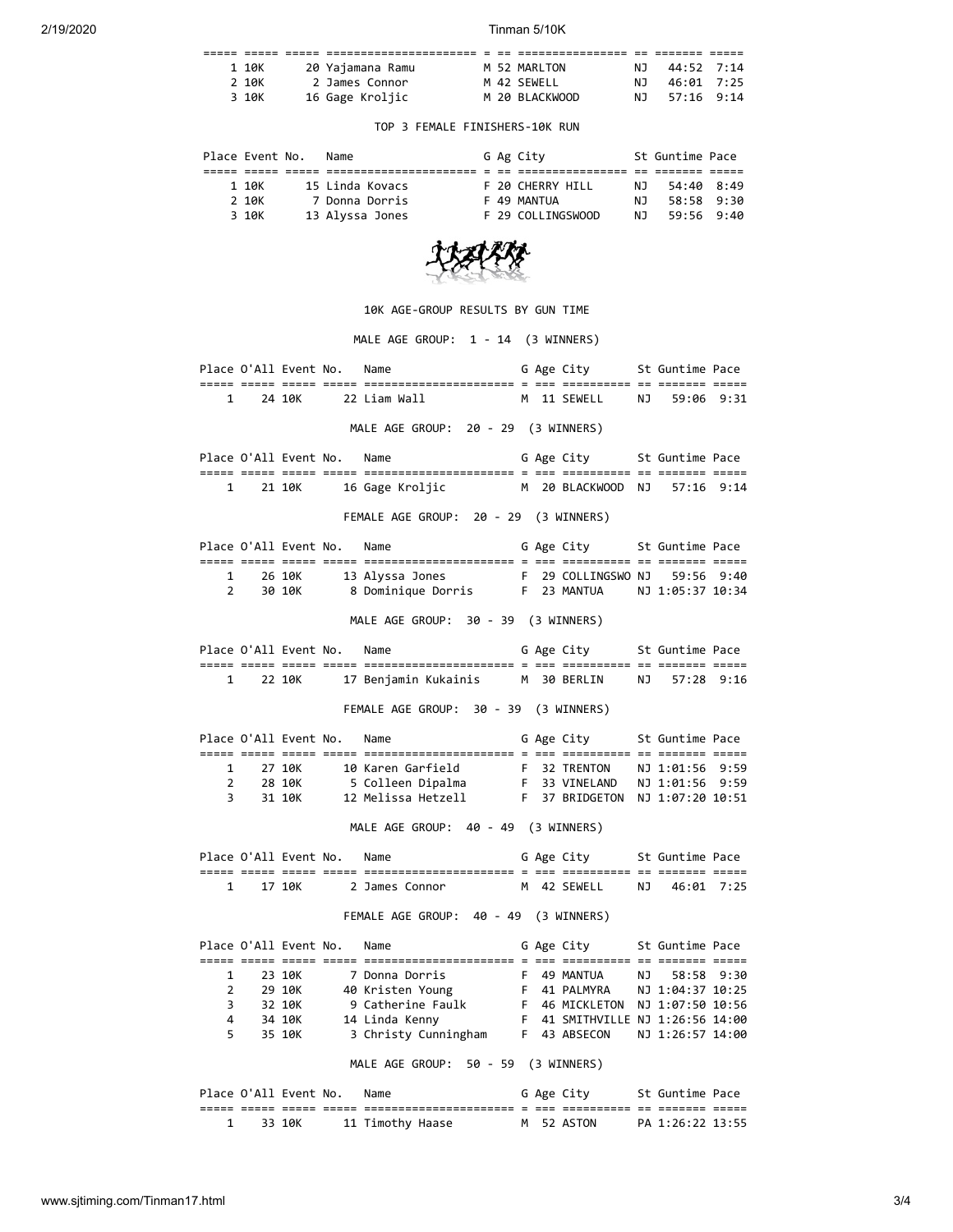| Place | Event | No. | Name | G | Ag | City | St | Guntime | Pace |
|---|---|---|---|---|---|---|---|---|---|
| 1 | 10K | 20 | Yajamana Ramu | M | 52 | MARLTON | NJ | 44:52 | 7:14 |
| 2 | 10K | 2 | James Connor | M | 42 | SEWELL | NJ | 46:01 | 7:25 |
| 3 | 10K | 16 | Gage Kroljic | M | 20 | BLACKWOOD | NJ | 57:16 | 9:14 |

TOP 3 FEMALE FINISHERS-10K RUN

| Place | Event | No. | Name | G | Ag | City | St | Guntime | Pace |
|---|---|---|---|---|---|---|---|---|---|
| 1 | 10K | 15 | Linda Kovacs | F | 20 | CHERRY HILL | NJ | 54:40 | 8:49 |
| 2 | 10K | 7 | Donna Dorris | F | 49 | MANTUA | NJ | 58:58 | 9:30 |
| 3 | 10K | 13 | Alyssa Jones | F | 29 | COLLINGSWOOD | NJ | 59:56 | 9:40 |

10K AGE-GROUP RESULTS BY GUN TIME

MALE AGE GROUP: 1 - 14 (3 WINNERS)

| Place | O'All | Event | No. | Name | G | Age | City | St | Guntime | Pace |
|---|---|---|---|---|---|---|---|---|---|---|
| 1 | 24 | 10K | 22 | Liam Wall | M | 11 | SEWELL | NJ | 59:06 | 9:31 |

MALE AGE GROUP: 20 - 29 (3 WINNERS)

| Place | O'All | Event | No. | Name | G | Age | City | St | Guntime | Pace |
|---|---|---|---|---|---|---|---|---|---|---|
| 1 | 21 | 10K | 16 | Gage Kroljic | M | 20 | BLACKWOOD | NJ | 57:16 | 9:14 |

FEMALE AGE GROUP: 20 - 29 (3 WINNERS)

| Place | O'All | Event | No. | Name | G | Age | City | St | Guntime | Pace |
|---|---|---|---|---|---|---|---|---|---|---|
| 1 | 26 | 10K | 13 | Alyssa Jones | F | 29 | COLLINGSWO | NJ | 59:56 | 9:40 |
| 2 | 30 | 10K | 8 | Dominique Dorris | F | 23 | MANTUA | NJ | 1:05:37 | 10:34 |

MALE AGE GROUP: 30 - 39 (3 WINNERS)

| Place | O'All | Event | No. | Name | G | Age | City | St | Guntime | Pace |
|---|---|---|---|---|---|---|---|---|---|---|
| 1 | 22 | 10K | 17 | Benjamin Kukainis | M | 30 | BERLIN | NJ | 57:28 | 9:16 |

FEMALE AGE GROUP: 30 - 39 (3 WINNERS)

| Place | O'All | Event | No. | Name | G | Age | City | St | Guntime | Pace |
|---|---|---|---|---|---|---|---|---|---|---|
| 1 | 27 | 10K | 10 | Karen Garfield | F | 32 | TRENTON | NJ | 1:01:56 | 9:59 |
| 2 | 28 | 10K | 5 | Colleen Dipalma | F | 33 | VINELAND | NJ | 1:01:56 | 9:59 |
| 3 | 31 | 10K | 12 | Melissa Hetzell | F | 37 | BRIDGETON | NJ | 1:07:20 | 10:51 |

MALE AGE GROUP: 40 - 49 (3 WINNERS)

| Place | O'All | Event | No. | Name | G | Age | City | St | Guntime | Pace |
|---|---|---|---|---|---|---|---|---|---|---|
| 1 | 17 | 10K | 2 | James Connor | M | 42 | SEWELL | NJ | 46:01 | 7:25 |

FEMALE AGE GROUP: 40 - 49 (3 WINNERS)

| Place | O'All | Event | No. | Name | G | Age | City | St | Guntime | Pace |
|---|---|---|---|---|---|---|---|---|---|---|
| 1 | 23 | 10K | 7 | Donna Dorris | F | 49 | MANTUA | NJ | 58:58 | 9:30 |
| 2 | 29 | 10K | 40 | Kristen Young | F | 41 | PALMYRA | NJ | 1:04:37 | 10:25 |
| 3 | 32 | 10K | 9 | Catherine Faulk | F | 46 | MICKLETON | NJ | 1:07:50 | 10:56 |
| 4 | 34 | 10K | 14 | Linda Kenny | F | 41 | SMITHVILLE | NJ | 1:26:56 | 14:00 |
| 5 | 35 | 10K | 3 | Christy Cunningham | F | 43 | ABSECON | NJ | 1:26:57 | 14:00 |

MALE AGE GROUP: 50 - 59 (3 WINNERS)

| Place | O'All | Event | No. | Name | G | Age | City | St | Guntime | Pace |
|---|---|---|---|---|---|---|---|---|---|---|
| 1 | 33 | 10K | 11 | Timothy Haase | M | 52 | ASTON | PA | 1:26:22 | 13:55 |